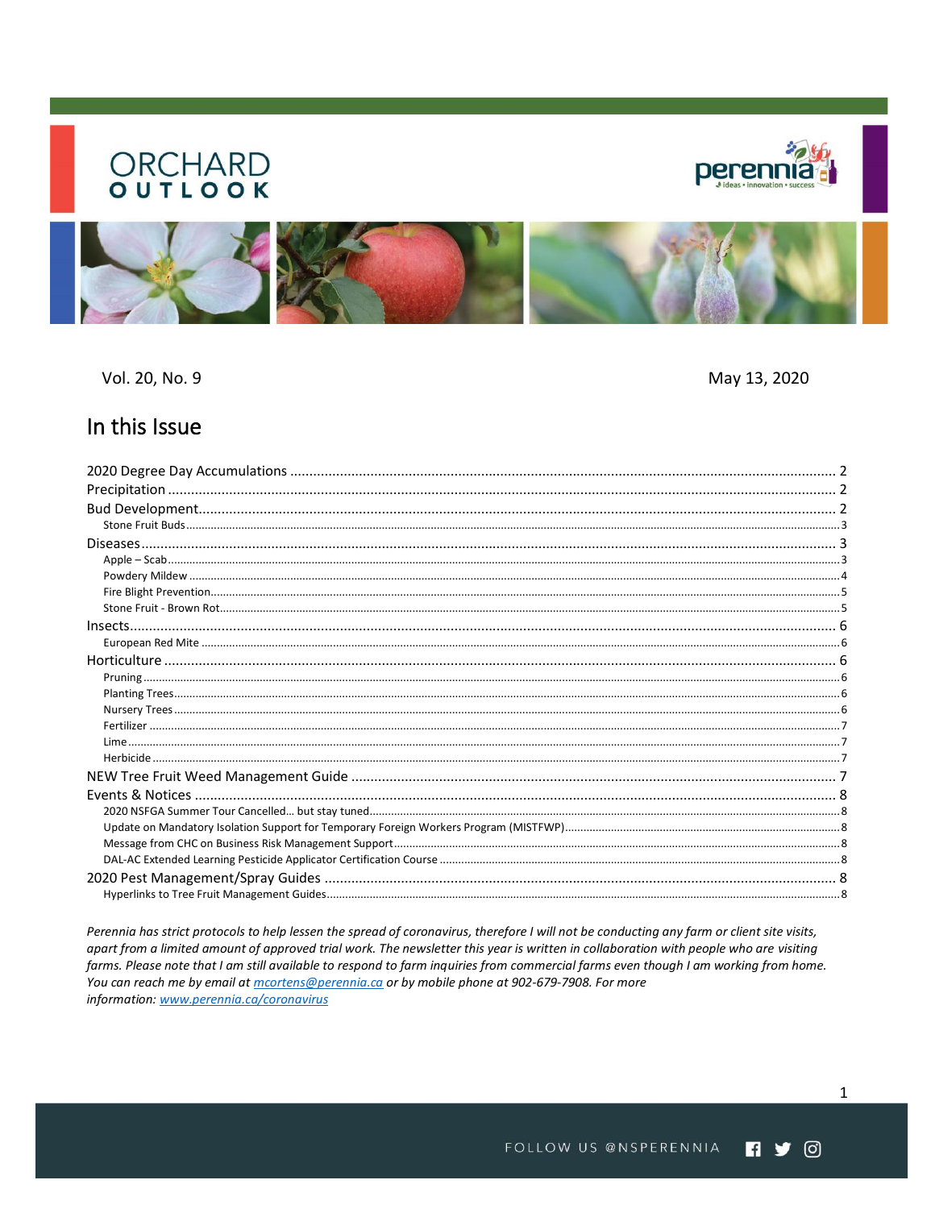# ORCHARD OUTLOOK

Vol. 20, No. 9

May 13, 2020

## In this Issue

- 2020 Degree Day Accumulations .... 2
- Precipitation .... 2
- Bud Development .... 2
  - Stone Fruit Buds .... 3
- Diseases .... 3
  - Apple – Scab .... 3
  - Powdery Mildew .... 4
  - Fire Blight Prevention .... 5
  - Stone Fruit - Brown Rot .... 5
- Insects .... 6
  - European Red Mite .... 6
- Horticulture .... 6
  - Pruning .... 6
  - Planting Trees .... 6
  - Nursery Trees .... 6
  - Fertilizer .... 7
  - Lime .... 7
  - Herbicide .... 7
- NEW Tree Fruit Weed Management Guide .... 7
- Events & Notices .... 8
  - 2020 NSFGA Summer Tour Cancelled… but stay tuned .... 8
  - Update on Mandatory Isolation Support for Temporary Foreign Workers Program (MISTFWP) .... 8
  - Message from CHC on Business Risk Management Support .... 8
  - DAL-AC Extended Learning Pesticide Applicator Certification Course .... 8
- 2020 Pest Management/Spray Guides .... 8
  - Hyperlinks to Tree Fruit Management Guides .... 8

*Perennia has strict protocols to help lessen the spread of coronavirus, therefore I will not be conducting any farm or client site visits, apart from a limited amount of approved trial work. The newsletter this year is written in collaboration with people who are visiting farms. Please note that I am still available to respond to farm inquiries from commercial farms even though I am working from home. You can reach me by email at [mcortens@perennia.ca](mailto:mcortens@perennia.ca) or by mobile phone at 902-679-7908. For more information: [www.perennia.ca/coronavirus](http://www.perennia.ca/coronavirus)*

FOLLOW US @NSPERENNIA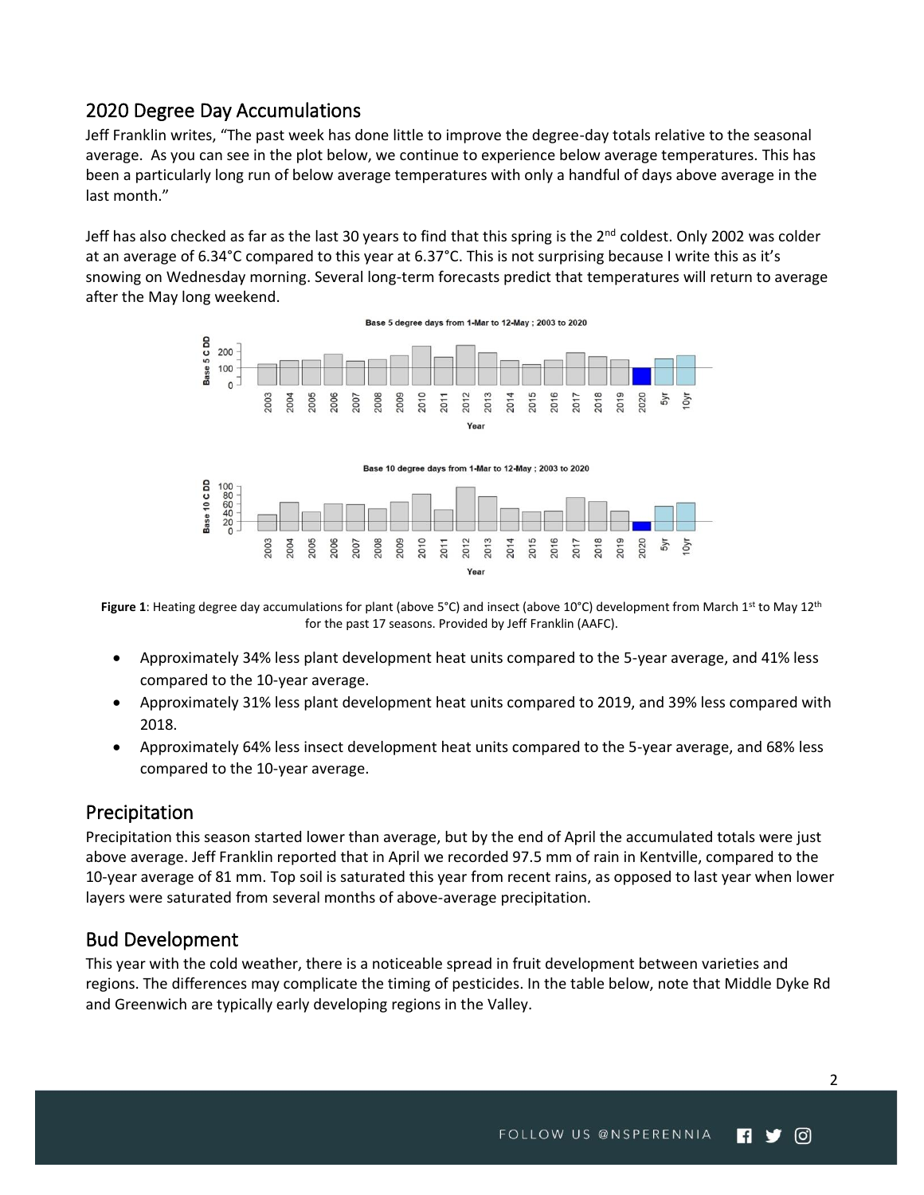## 2020 Degree Day Accumulations

Jeff Franklin writes, "The past week has done little to improve the degree-day totals relative to the seasonal average. As you can see in the plot below, we continue to experience below average temperatures. This has been a particularly long run of below average temperatures with only a handful of days above average in the last month."

Jeff has also checked as far as the last 30 years to find that this spring is the 2nd coldest. Only 2002 was colder at an average of 6.34°C compared to this year at 6.37°C. This is not surprising because I write this as it's snowing on Wednesday morning. Several long-term forecasts predict that temperatures will return to average after the May long weekend.

**Figure 1**: Heating degree day accumulations for plant (above 5°C) and insect (above 10°C) development from March 1st to May 12th for the past 17 seasons. Provided by Jeff Franklin (AAFC).

- Approximately 34% less plant development heat units compared to the 5-year average, and 41% less compared to the 10-year average.
- Approximately 31% less plant development heat units compared to 2019, and 39% less compared with 2018.
- Approximately 64% less insect development heat units compared to the 5-year average, and 68% less compared to the 10-year average.

## Precipitation

Precipitation this season started lower than average, but by the end of April the accumulated totals were just above average. Jeff Franklin reported that in April we recorded 97.5 mm of rain in Kentville, compared to the 10-year average of 81 mm. Top soil is saturated this year from recent rains, as opposed to last year when lower layers were saturated from several months of above-average precipitation.

## Bud Development

This year with the cold weather, there is a noticeable spread in fruit development between varieties and regions. The differences may complicate the timing of pesticides. In the table below, note that Middle Dyke Rd and Greenwich are typically early developing regions in the Valley.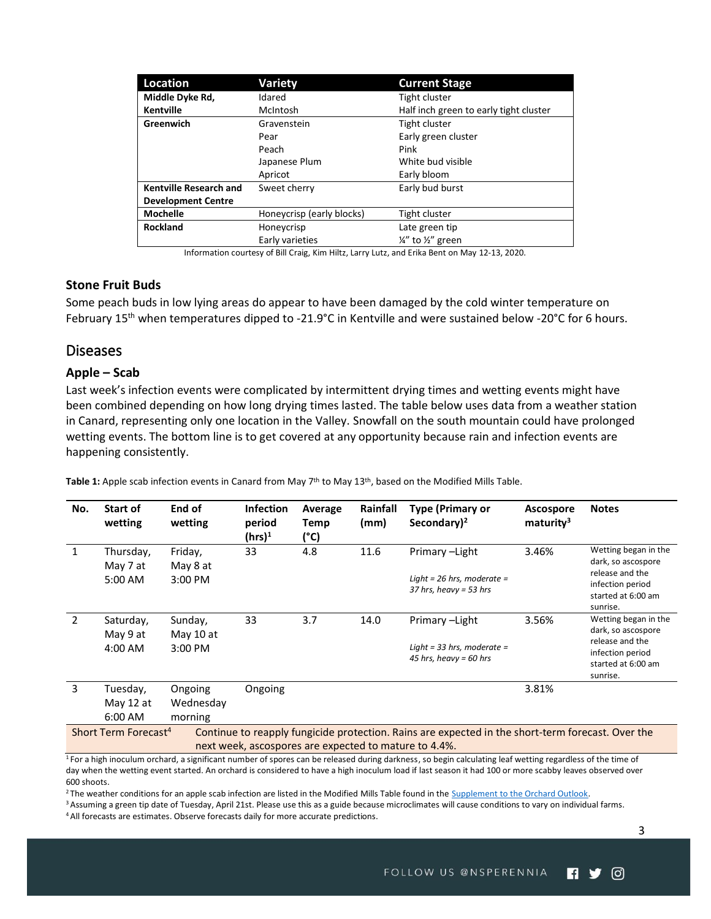| Location | Variety | Current Stage |
|---|---|---|
| **Middle Dyke Rd, Kentville** | Idared | Tight cluster |
| | McIntosh | Half inch green to early tight cluster |
| **Greenwich** | Gravenstein | Tight cluster |
| | Pear | Early green cluster |
| | Peach | Pink |
| | Japanese Plum | White bud visible |
| | Apricot | Early bloom |
| **Kentville Research and Development Centre** | Sweet cherry | Early bud burst |
| **Mochelle** | Honeycrisp (early blocks) | Tight cluster |
| **Rockland** | Honeycrisp | Late green tip |
| | Early varieties | ¼" to ½" green |

Information courtesy of Bill Craig, Kim Hiltz, Larry Lutz, and Erika Bent on May 12-13, 2020.

### Stone Fruit Buds

Some peach buds in low lying areas do appear to have been damaged by the cold winter temperature on February 15th when temperatures dipped to -21.9°C in Kentville and were sustained below -20°C for 6 hours.

## Diseases

### Apple – Scab

Last week's infection events were complicated by intermittent drying times and wetting events might have been combined depending on how long drying times lasted. The table below uses data from a weather station in Canard, representing only one location in the Valley. Snowfall on the south mountain could have prolonged wetting events. The bottom line is to get covered at any opportunity because rain and infection events are happening consistently.

**Table 1:** Apple scab infection events in Canard from May 7th to May 13th, based on the Modified Mills Table.

| No. | Start of wetting | End of wetting | Infection period (hrs)[1] | Average Temp (°C) | Rainfall (mm) | Type (Primary or Secondary)[2] | Ascospore maturity[3] | Notes |
|---|---|---|---|---|---|---|---|---|
| 1 | Thursday, May 7 at 5:00 AM | Friday, May 8 at 3:00 PM | 33 | 4.8 | 11.6 | Primary –Light<br>*Light = 26 hrs, moderate = 37 hrs, heavy = 53 hrs* | 3.46% | Wetting began in the dark, so ascospore release and the infection period started at 6:00 am sunrise. |
| 2 | Saturday, May 9 at 4:00 AM | Sunday, May 10 at 3:00 PM | 33 | 3.7 | 14.0 | Primary –Light<br>*Light = 33 hrs, moderate = 45 hrs, heavy = 60 hrs* | 3.56% | Wetting began in the dark, so ascospore release and the infection period started at 6:00 am sunrise. |
| 3 | Tuesday, May 12 at 6:00 AM | Ongoing Wednesday morning | Ongoing | | | | 3.81% | |
| Short Term Forecast[4] | Continue to reapply fungicide protection. Rains are expected in the short-term forecast. Over the next week, ascospores are expected to mature to 4.4%. | | | | | | | |

[1] For a high inoculum orchard, a significant number of spores can be released during darkness, so begin calculating leaf wetting regardless of the time of day when the wetting event started. An orchard is considered to have a high inoculum load if last season it had 100 or more scabby leaves observed over 600 shoots.

[2] The weather conditions for an apple scab infection are listed in the Modified Mills Table found in the Supplement to the Orchard Outlook.

[3] Assuming a green tip date of Tuesday, April 21st. Please use this as a guide because microclimates will cause conditions to vary on individual farms.

[4] All forecasts are estimates. Observe forecasts daily for more accurate predictions.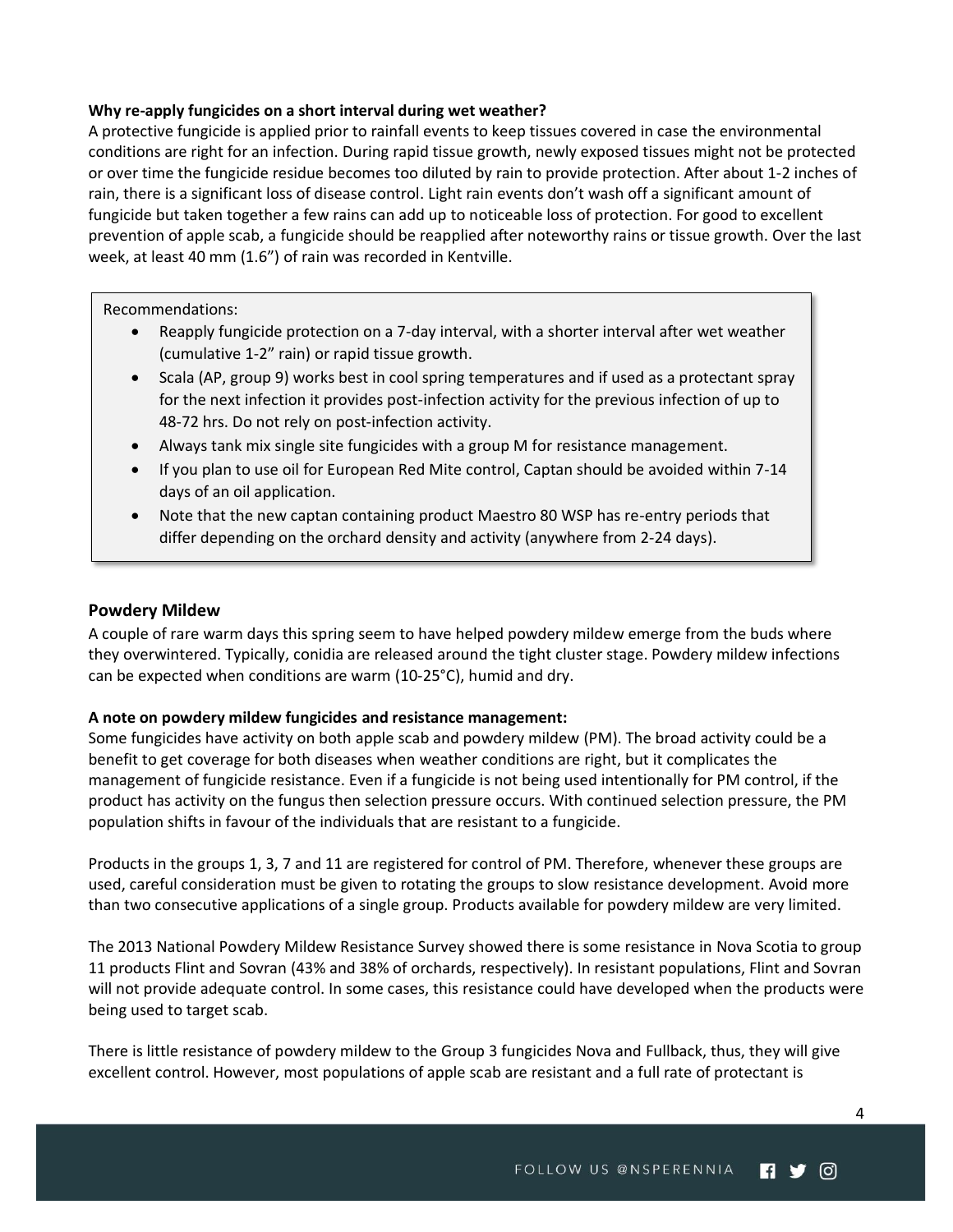**Why re-apply fungicides on a short interval during wet weather?**

A protective fungicide is applied prior to rainfall events to keep tissues covered in case the environmental conditions are right for an infection. During rapid tissue growth, newly exposed tissues might not be protected or over time the fungicide residue becomes too diluted by rain to provide protection. After about 1-2 inches of rain, there is a significant loss of disease control. Light rain events don't wash off a significant amount of fungicide but taken together a few rains can add up to noticeable loss of protection. For good to excellent prevention of apple scab, a fungicide should be reapplied after noteworthy rains or tissue growth. Over the last week, at least 40 mm (1.6") of rain was recorded in Kentville.

Recommendations:

- Reapply fungicide protection on a 7-day interval, with a shorter interval after wet weather (cumulative 1-2" rain) or rapid tissue growth.
- Scala (AP, group 9) works best in cool spring temperatures and if used as a protectant spray for the next infection it provides post-infection activity for the previous infection of up to 48-72 hrs. Do not rely on post-infection activity.
- Always tank mix single site fungicides with a group M for resistance management.
- If you plan to use oil for European Red Mite control, Captan should be avoided within 7-14 days of an oil application.
- Note that the new captan containing product Maestro 80 WSP has re-entry periods that differ depending on the orchard density and activity (anywhere from 2-24 days).

## Powdery Mildew

A couple of rare warm days this spring seem to have helped powdery mildew emerge from the buds where they overwintered. Typically, conidia are released around the tight cluster stage. Powdery mildew infections can be expected when conditions are warm (10-25°C), humid and dry.

**A note on powdery mildew fungicides and resistance management:**

Some fungicides have activity on both apple scab and powdery mildew (PM). The broad activity could be a benefit to get coverage for both diseases when weather conditions are right, but it complicates the management of fungicide resistance. Even if a fungicide is not being used intentionally for PM control, if the product has activity on the fungus then selection pressure occurs. With continued selection pressure, the PM population shifts in favour of the individuals that are resistant to a fungicide.

Products in the groups 1, 3, 7 and 11 are registered for control of PM. Therefore, whenever these groups are used, careful consideration must be given to rotating the groups to slow resistance development. Avoid more than two consecutive applications of a single group. Products available for powdery mildew are very limited.

The 2013 National Powdery Mildew Resistance Survey showed there is some resistance in Nova Scotia to group 11 products Flint and Sovran (43% and 38% of orchards, respectively). In resistant populations, Flint and Sovran will not provide adequate control. In some cases, this resistance could have developed when the products were being used to target scab.

There is little resistance of powdery mildew to the Group 3 fungicides Nova and Fullback, thus, they will give excellent control. However, most populations of apple scab are resistant and a full rate of protectant is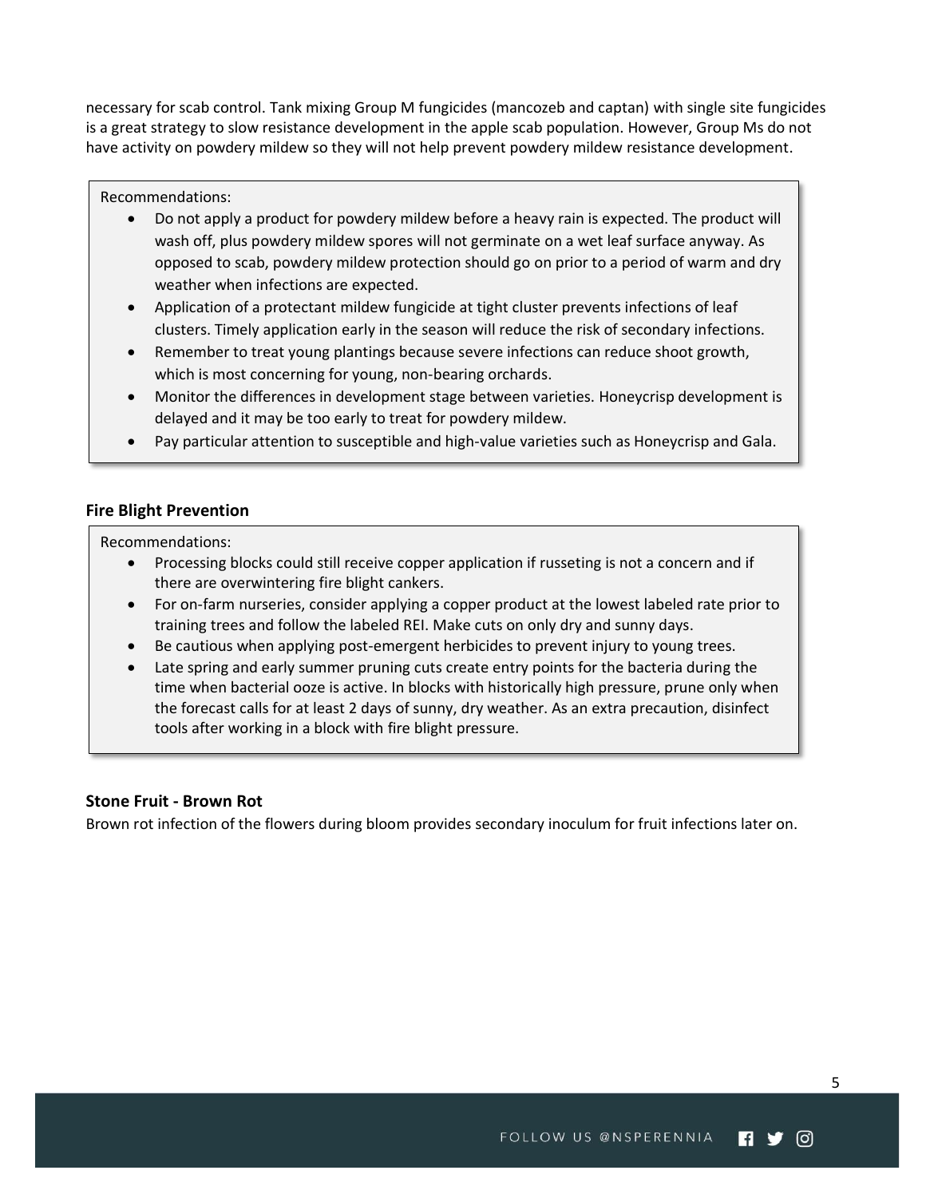necessary for scab control. Tank mixing Group M fungicides (mancozeb and captan) with single site fungicides is a great strategy to slow resistance development in the apple scab population. However, Group Ms do not have activity on powdery mildew so they will not help prevent powdery mildew resistance development.

Recommendations:

- Do not apply a product for powdery mildew before a heavy rain is expected. The product will wash off, plus powdery mildew spores will not germinate on a wet leaf surface anyway. As opposed to scab, powdery mildew protection should go on prior to a period of warm and dry weather when infections are expected.
- Application of a protectant mildew fungicide at tight cluster prevents infections of leaf clusters. Timely application early in the season will reduce the risk of secondary infections.
- Remember to treat young plantings because severe infections can reduce shoot growth, which is most concerning for young, non-bearing orchards.
- Monitor the differences in development stage between varieties. Honeycrisp development is delayed and it may be too early to treat for powdery mildew.
- Pay particular attention to susceptible and high-value varieties such as Honeycrisp and Gala.

### Fire Blight Prevention

Recommendations:

- Processing blocks could still receive copper application if russeting is not a concern and if there are overwintering fire blight cankers.
- For on-farm nurseries, consider applying a copper product at the lowest labeled rate prior to training trees and follow the labeled REI. Make cuts on only dry and sunny days.
- Be cautious when applying post-emergent herbicides to prevent injury to young trees.
- Late spring and early summer pruning cuts create entry points for the bacteria during the time when bacterial ooze is active. In blocks with historically high pressure, prune only when the forecast calls for at least 2 days of sunny, dry weather. As an extra precaution, disinfect tools after working in a block with fire blight pressure.

### Stone Fruit - Brown Rot

Brown rot infection of the flowers during bloom provides secondary inoculum for fruit infections later on.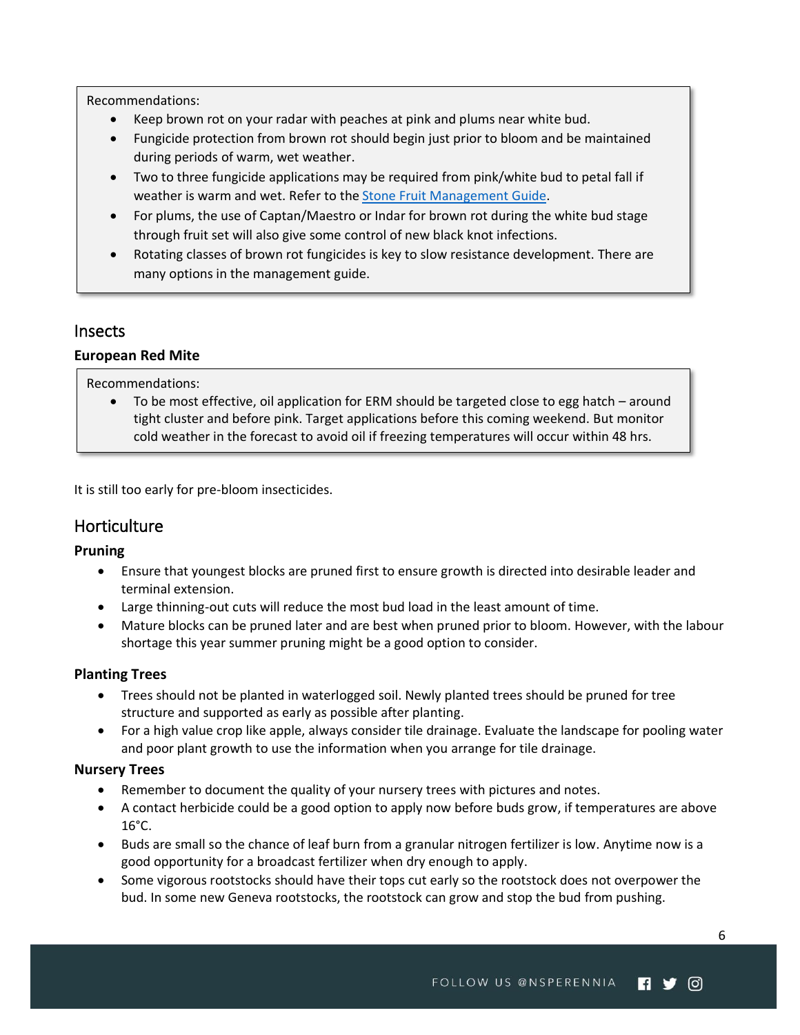Recommendations:

- Keep brown rot on your radar with peaches at pink and plums near white bud.
- Fungicide protection from brown rot should begin just prior to bloom and be maintained during periods of warm, wet weather.
- Two to three fungicide applications may be required from pink/white bud to petal fall if weather is warm and wet. Refer to the [Stone Fruit Management Guide](#).
- For plums, the use of Captan/Maestro or Indar for brown rot during the white bud stage through fruit set will also give some control of new black knot infections.
- Rotating classes of brown rot fungicides is key to slow resistance development. There are many options in the management guide.

## Insects

### European Red Mite

Recommendations:

- To be most effective, oil application for ERM should be targeted close to egg hatch – around tight cluster and before pink. Target applications before this coming weekend. But monitor cold weather in the forecast to avoid oil if freezing temperatures will occur within 48 hrs.

It is still too early for pre-bloom insecticides.

## Horticulture

### Pruning

- Ensure that youngest blocks are pruned first to ensure growth is directed into desirable leader and terminal extension.
- Large thinning-out cuts will reduce the most bud load in the least amount of time.
- Mature blocks can be pruned later and are best when pruned prior to bloom. However, with the labour shortage this year summer pruning might be a good option to consider.

### Planting Trees

- Trees should not be planted in waterlogged soil. Newly planted trees should be pruned for tree structure and supported as early as possible after planting.
- For a high value crop like apple, always consider tile drainage. Evaluate the landscape for pooling water and poor plant growth to use the information when you arrange for tile drainage.

### Nursery Trees

- Remember to document the quality of your nursery trees with pictures and notes.
- A contact herbicide could be a good option to apply now before buds grow, if temperatures are above 16°C.
- Buds are small so the chance of leaf burn from a granular nitrogen fertilizer is low. Anytime now is a good opportunity for a broadcast fertilizer when dry enough to apply.
- Some vigorous rootstocks should have their tops cut early so the rootstock does not overpower the bud. In some new Geneva rootstocks, the rootstock can grow and stop the bud from pushing.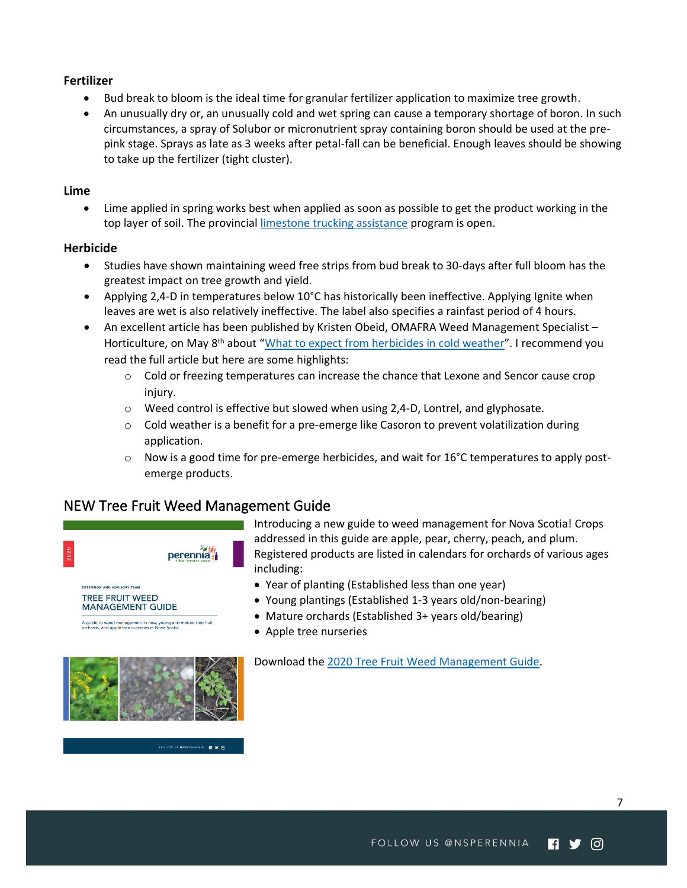### Fertilizer

- Bud break to bloom is the ideal time for granular fertilizer application to maximize tree growth.
- An unusually dry or, an unusually cold and wet spring can cause a temporary shortage of boron. In such circumstances, a spray of Solubor or micronutrient spray containing boron should be used at the pre-pink stage. Sprays as late as 3 weeks after petal-fall can be beneficial. Enough leaves should be showing to take up the fertilizer (tight cluster).

### Lime

- Lime applied in spring works best when applied as soon as possible to get the product working in the top layer of soil. The provincial limestone trucking assistance program is open.

### Herbicide

- Studies have shown maintaining weed free strips from bud break to 30-days after full bloom has the greatest impact on tree growth and yield.
- Applying 2,4-D in temperatures below 10°C has historically been ineffective. Applying Ignite when leaves are wet is also relatively ineffective. The label also specifies a rainfast period of 4 hours.
- An excellent article has been published by Kristen Obeid, OMAFRA Weed Management Specialist – Horticulture, on May 8th about "What to expect from herbicides in cold weather". I recommend you read the full article but here are some highlights:
  - Cold or freezing temperatures can increase the chance that Lexone and Sencor cause crop injury.
  - Weed control is effective but slowed when using 2,4-D, Lontrel, and glyphosate.
  - Cold weather is a benefit for a pre-emerge like Casoron to prevent volatilization during application.
  - Now is a good time for pre-emerge herbicides, and wait for 16°C temperatures to apply post-emerge products.

## NEW Tree Fruit Weed Management Guide

Introducing a new guide to weed management for Nova Scotia! Crops addressed in this guide are apple, pear, cherry, peach, and plum. Registered products are listed in calendars for orchards of various ages including:

- Year of planting (Established less than one year)
- Young plantings (Established 1-3 years old/non-bearing)
- Mature orchards (Established 3+ years old/bearing)
- Apple tree nurseries

Download the 2020 Tree Fruit Weed Management Guide.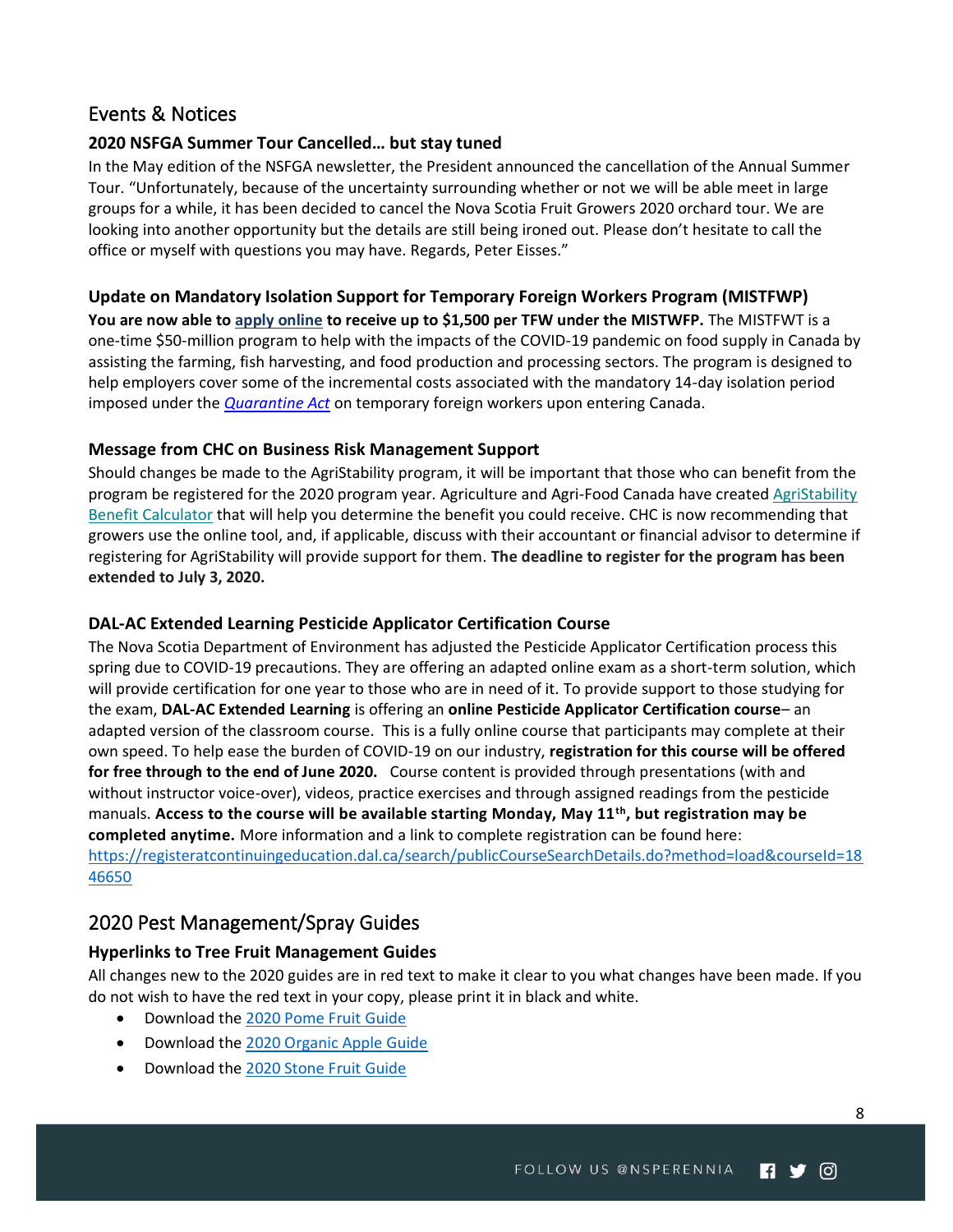## Events & Notices

### 2020 NSFGA Summer Tour Cancelled… but stay tuned

In the May edition of the NSFGA newsletter, the President announced the cancellation of the Annual Summer Tour. "Unfortunately, because of the uncertainty surrounding whether or not we will be able meet in large groups for a while, it has been decided to cancel the Nova Scotia Fruit Growers 2020 orchard tour. We are looking into another opportunity but the details are still being ironed out. Please don't hesitate to call the office or myself with questions you may have. Regards, Peter Eisses."

### Update on Mandatory Isolation Support for Temporary Foreign Workers Program (MISTFWP)

**You are now able to apply online to receive up to $1,500 per TFW under the MISTWFP.** The MISTFWT is a one-time $50-million program to help with the impacts of the COVID-19 pandemic on food supply in Canada by assisting the farming, fish harvesting, and food production and processing sectors. The program is designed to help employers cover some of the incremental costs associated with the mandatory 14-day isolation period imposed under the *Quarantine Act* on temporary foreign workers upon entering Canada.

### Message from CHC on Business Risk Management Support

Should changes be made to the AgriStability program, it will be important that those who can benefit from the program be registered for the 2020 program year. Agriculture and Agri-Food Canada have created AgriStability Benefit Calculator that will help you determine the benefit you could receive. CHC is now recommending that growers use the online tool, and, if applicable, discuss with their accountant or financial advisor to determine if registering for AgriStability will provide support for them. **The deadline to register for the program has been extended to July 3, 2020.**

### DAL-AC Extended Learning Pesticide Applicator Certification Course

The Nova Scotia Department of Environment has adjusted the Pesticide Applicator Certification process this spring due to COVID-19 precautions. They are offering an adapted online exam as a short-term solution, which will provide certification for one year to those who are in need of it. To provide support to those studying for the exam, **DAL-AC Extended Learning** is offering an **online Pesticide Applicator Certification course**– an adapted version of the classroom course. This is a fully online course that participants may complete at their own speed. To help ease the burden of COVID-19 on our industry, **registration for this course will be offered for free through to the end of June 2020.** Course content is provided through presentations (with and without instructor voice-over), videos, practice exercises and through assigned readings from the pesticide manuals. **Access to the course will be available starting Monday, May 11th, but registration may be completed anytime.** More information and a link to complete registration can be found here: https://registeratcontinuingeducation.dal.ca/search/publicCourseSearchDetails.do?method=load&courseId=1846650

## 2020 Pest Management/Spray Guides

### Hyperlinks to Tree Fruit Management Guides

All changes new to the 2020 guides are in red text to make it clear to you what changes have been made. If you do not wish to have the red text in your copy, please print it in black and white.

- Download the 2020 Pome Fruit Guide
- Download the 2020 Organic Apple Guide
- Download the 2020 Stone Fruit Guide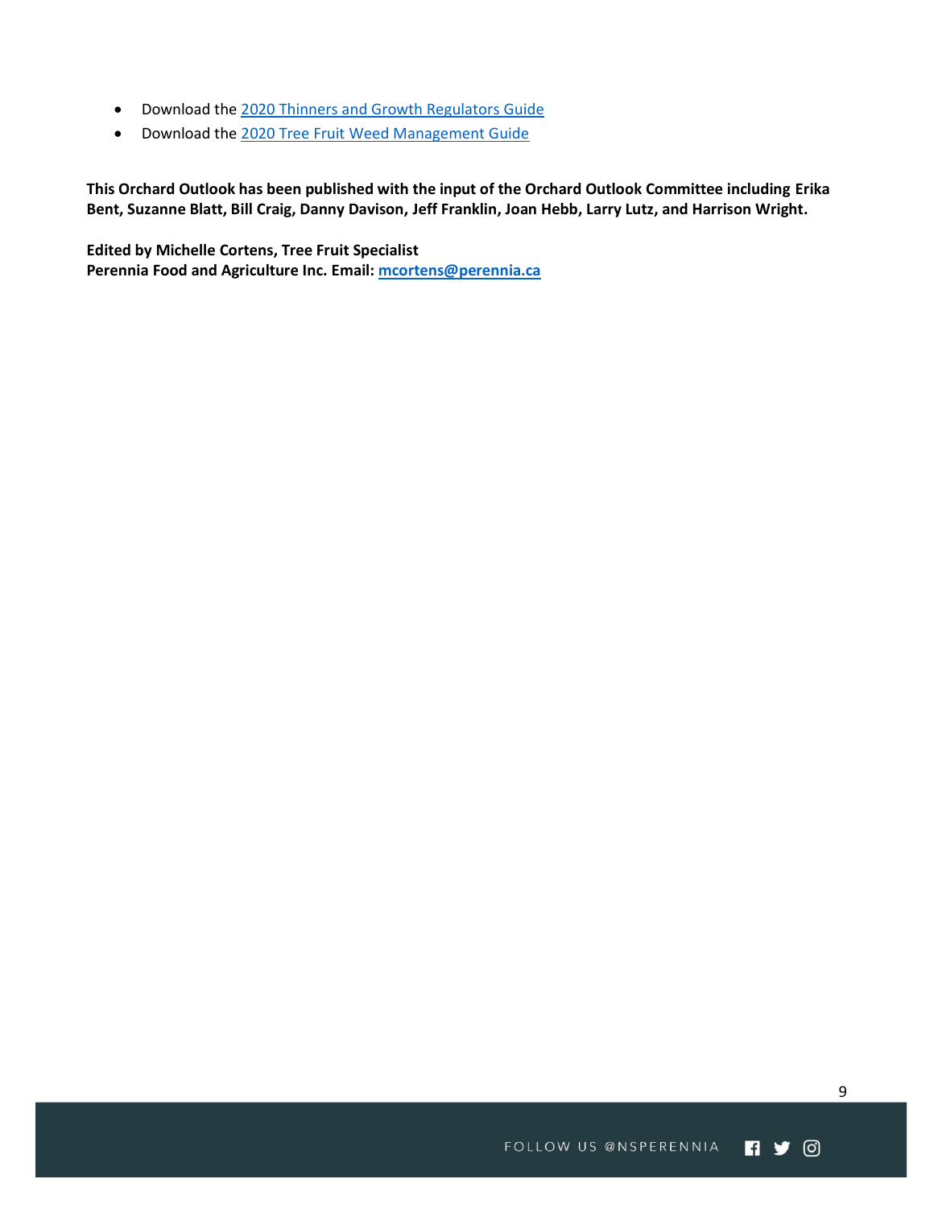- Download the 2020 Thinners and Growth Regulators Guide
- Download the 2020 Tree Fruit Weed Management Guide

**This Orchard Outlook has been published with the input of the Orchard Outlook Committee including Erika Bent, Suzanne Blatt, Bill Craig, Danny Davison, Jeff Franklin, Joan Hebb, Larry Lutz, and Harrison Wright.**

**Edited by Michelle Cortens, Tree Fruit Specialist**
**Perennia Food and Agriculture Inc. Email: mcortens@perennia.ca**